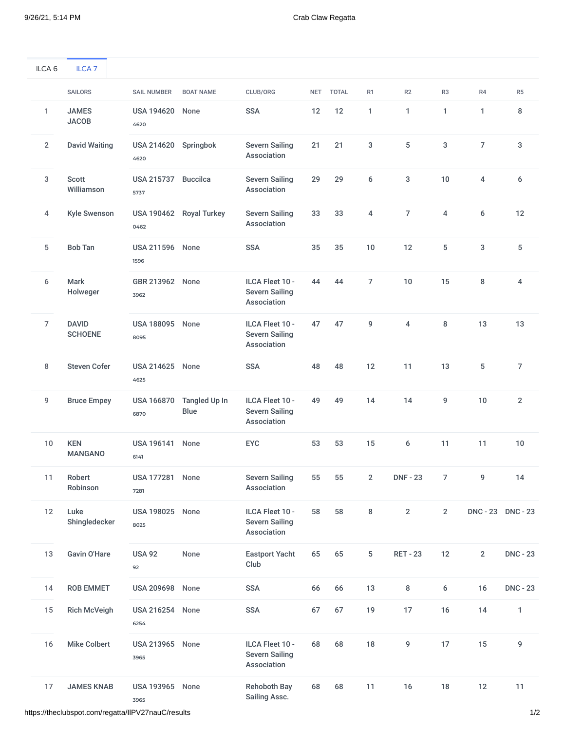ILCA 6 | ILCA 7

| | SAILORS | SAIL NUMBER | BOAT NAME | CLUB/ORG | NET | TOTAL | R1 | R2 | R3 | R4 | R5 |
|---|---|---|---|---|---|---|---|---|---|---|---|
| 1 | JAMES JACOB | USA 194620 4620 | None | SSA | 12 | 12 | 1 | 1 | 1 | 1 | 8 |
| 2 | David Waiting | USA 214620 4620 | Springbok | Severn Sailing Association | 21 | 21 | 3 | 5 | 3 | 7 | 3 |
| 3 | Scott Williamson | USA 215737 5737 | Buccilca | Severn Sailing Association | 29 | 29 | 6 | 3 | 10 | 4 | 6 |
| 4 | Kyle Swenson | USA 190462 0462 | Royal Turkey | Severn Sailing Association | 33 | 33 | 4 | 7 | 4 | 6 | 12 |
| 5 | Bob Tan | USA 211596 1596 | None | SSA | 35 | 35 | 10 | 12 | 5 | 3 | 5 |
| 6 | Mark Holweger | GBR 213962 3962 | None | ILCA Fleet 10 - Severn Sailing Association | 44 | 44 | 7 | 10 | 15 | 8 | 4 |
| 7 | DAVID SCHOENE | USA 188095 8095 | None | ILCA Fleet 10 - Severn Sailing Association | 47 | 47 | 9 | 4 | 8 | 13 | 13 |
| 8 | Steven Cofer | USA 214625 4625 | None | SSA | 48 | 48 | 12 | 11 | 13 | 5 | 7 |
| 9 | Bruce Empey | USA 166870 6870 | Tangled Up In Blue | ILCA Fleet 10 - Severn Sailing Association | 49 | 49 | 14 | 14 | 9 | 10 | 2 |
| 10 | KEN MANGANO | USA 196141 6141 | None | EYC | 53 | 53 | 15 | 6 | 11 | 11 | 10 |
| 11 | Robert Robinson | USA 177281 7281 | None | Severn Sailing Association | 55 | 55 | 2 | DNF - 23 | 7 | 9 | 14 |
| 12 | Luke Shingledecker | USA 198025 8025 | None | ILCA Fleet 10 - Severn Sailing Association | 58 | 58 | 8 | 2 | 2 | DNC - 23 | DNC - 23 |
| 13 | Gavin O'Hare | USA 92 92 | None | Eastport Yacht Club | 65 | 65 | 5 | RET - 23 | 12 | 2 | DNC - 23 |
| 14 | ROB EMMET | USA 209698 | None | SSA | 66 | 66 | 13 | 8 | 6 | 16 | DNC - 23 |
| 15 | Rich McVeigh | USA 216254 6254 | None | SSA | 67 | 67 | 19 | 17 | 16 | 14 | 1 |
| 16 | Mike Colbert | USA 213965 3965 | None | ILCA Fleet 10 - Severn Sailing Association | 68 | 68 | 18 | 9 | 17 | 15 | 9 |
| 17 | JAMES KNAB | USA 193965 3965 | None | Rehoboth Bay Sailing Assc. | 68 | 68 | 11 | 16 | 18 | 12 | 11 |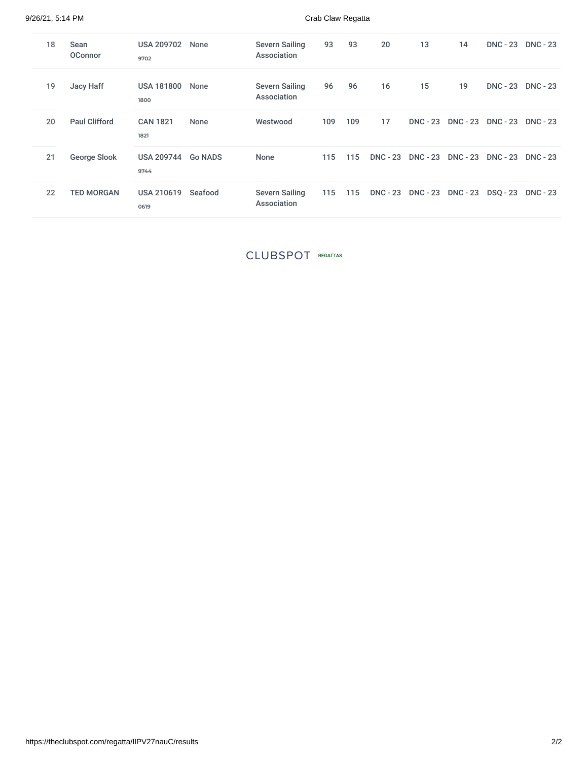| | | | | | | | | | | | |
|---|---|---|---|---|---|---|---|---|---|---|---|
| 18 | Sean OConnor | USA 209702 9702 | None | Severn Sailing Association | 93 | 93 | 20 | 13 | 14 | DNC - 23 | DNC - 23 |
| 19 | Jacy Haff | USA 181800 1800 | None | Severn Sailing Association | 96 | 96 | 16 | 15 | 19 | DNC - 23 | DNC - 23 |
| 20 | Paul Clifford | CAN 1821 1821 | None | Westwood | 109 | 109 | 17 | DNC - 23 | DNC - 23 | DNC - 23 | DNC - 23 |
| 21 | George Slook | USA 209744 9744 | Go NADS | None | 115 | 115 | DNC - 23 | DNC - 23 | DNC - 23 | DNC - 23 | DNC - 23 |
| 22 | TED MORGAN | USA 210619 0619 | Seafood | Severn Sailing Association | 115 | 115 | DNC - 23 | DNC - 23 | DNC - 23 | DSQ - 23 | DNC - 23 |

CLUBSPOT REGATTAS